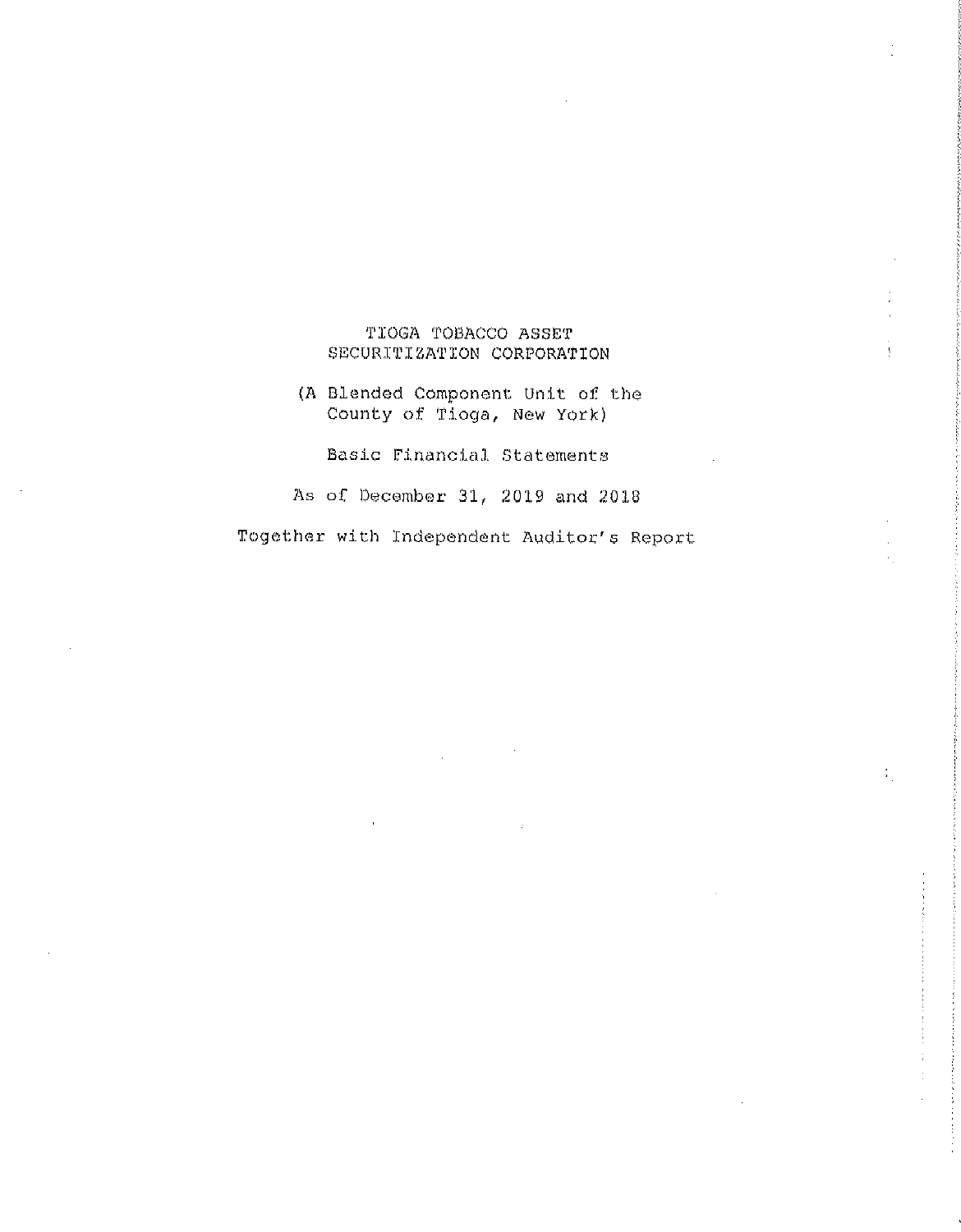# TIOGA TOBACCO ASSET SECURITIZATION CORPORATION

(A Blended Component Unit of the County of Tioga, New York)

Basic Financial Statements

As of December 31, 2019 and 2018

Together with Independent Auditor's Report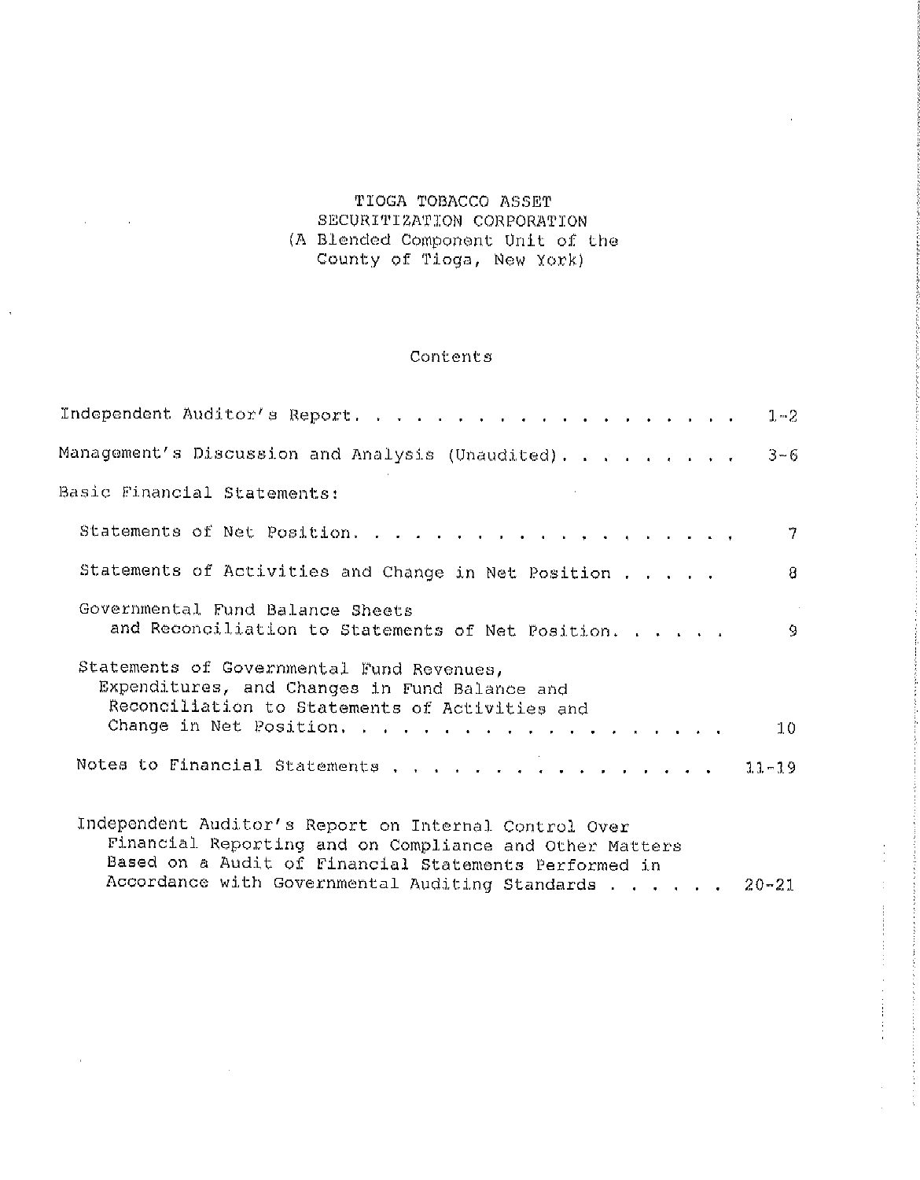# TIOGA TOBACCO ASSET SECURITIZATION CORPORATION
## (A Blended Component Unit of the County of Tioga, New York)

### Contents

| | |
|---|---|
| Independent Auditor's Report | 1-2 |
| Management's Discussion and Analysis (Unaudited) | 3-6 |
| Basic Financial Statements: | |
| Statements of Net Position | 7 |
| Statements of Activities and Change in Net Position | 8 |
| Governmental Fund Balance Sheets and Reconciliation to Statements of Net Position | 9 |
| Statements of Governmental Fund Revenues, Expenditures, and Changes in Fund Balance and Reconciliation to Statements of Activities and Change in Net Position | 10 |
| Notes to Financial Statements | 11-19 |
| Independent Auditor's Report on Internal Control Over Financial Reporting and on Compliance and Other Matters Based on a Audit of Financial Statements Performed in Accordance with Governmental Auditing Standards | 20-21 |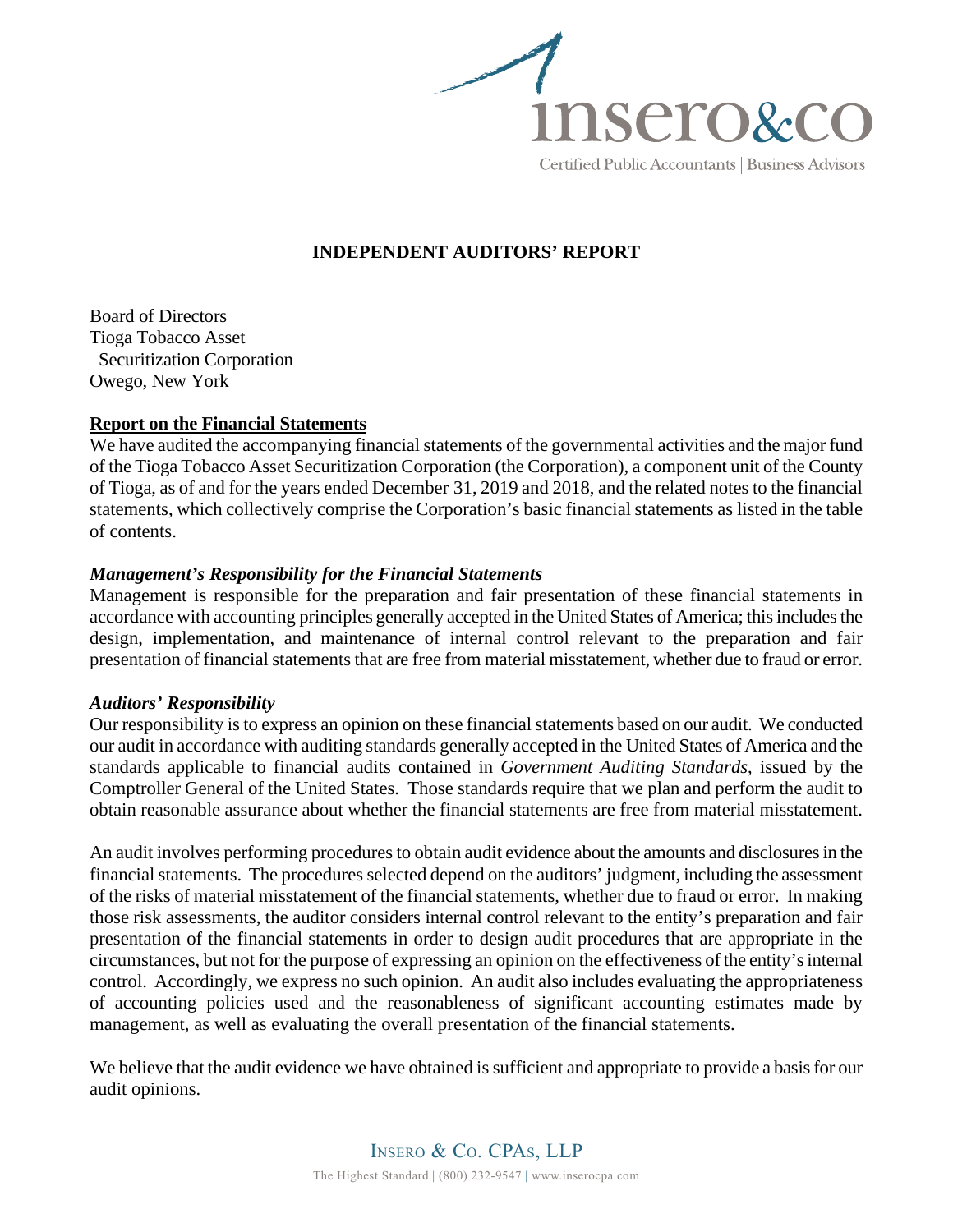# INDEPENDENT AUDITORS' REPORT

Board of Directors
Tioga Tobacco Asset
Securitization Corporation
Owego, New York

**Report on the Financial Statements**

We have audited the accompanying financial statements of the governmental activities and the major fund of the Tioga Tobacco Asset Securitization Corporation (the Corporation), a component unit of the County of Tioga, as of and for the years ended December 31, 2019 and 2018, and the related notes to the financial statements, which collectively comprise the Corporation's basic financial statements as listed in the table of contents.

***Management's Responsibility for the Financial Statements***

Management is responsible for the preparation and fair presentation of these financial statements in accordance with accounting principles generally accepted in the United States of America; this includes the design, implementation, and maintenance of internal control relevant to the preparation and fair presentation of financial statements that are free from material misstatement, whether due to fraud or error.

***Auditors' Responsibility***

Our responsibility is to express an opinion on these financial statements based on our audit. We conducted our audit in accordance with auditing standards generally accepted in the United States of America and the standards applicable to financial audits contained in *Government Auditing Standards*, issued by the Comptroller General of the United States. Those standards require that we plan and perform the audit to obtain reasonable assurance about whether the financial statements are free from material misstatement.

An audit involves performing procedures to obtain audit evidence about the amounts and disclosures in the financial statements. The procedures selected depend on the auditors' judgment, including the assessment of the risks of material misstatement of the financial statements, whether due to fraud or error. In making those risk assessments, the auditor considers internal control relevant to the entity's preparation and fair presentation of the financial statements in order to design audit procedures that are appropriate in the circumstances, but not for the purpose of expressing an opinion on the effectiveness of the entity's internal control. Accordingly, we express no such opinion. An audit also includes evaluating the appropriateness of accounting policies used and the reasonableness of significant accounting estimates made by management, as well as evaluating the overall presentation of the financial statements.

We believe that the audit evidence we have obtained is sufficient and appropriate to provide a basis for our audit opinions.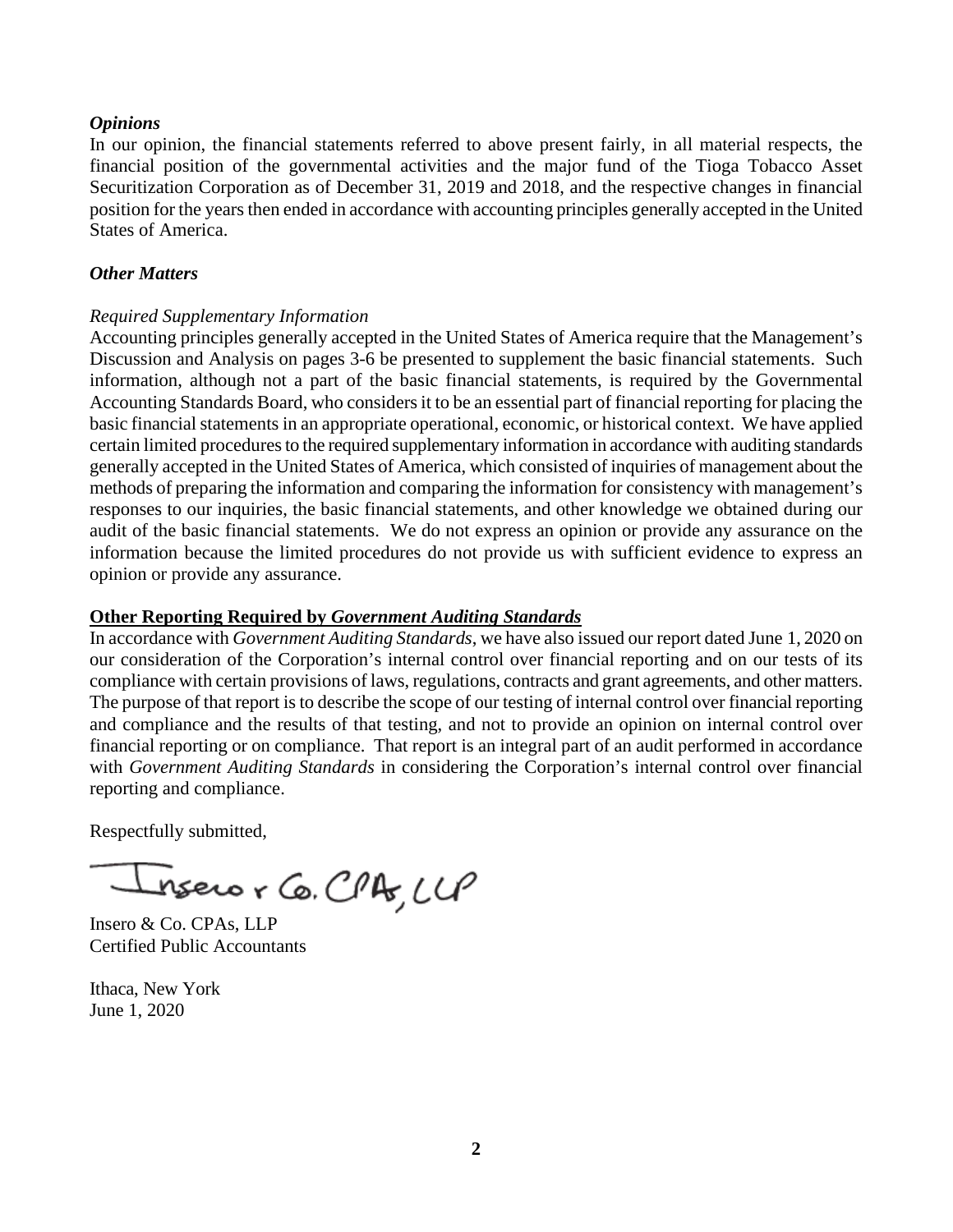### *Opinions*

In our opinion, the financial statements referred to above present fairly, in all material respects, the financial position of the governmental activities and the major fund of the Tioga Tobacco Asset Securitization Corporation as of December 31, 2019 and 2018, and the respective changes in financial position for the years then ended in accordance with accounting principles generally accepted in the United States of America.

### *Other Matters*

*Required Supplementary Information*

Accounting principles generally accepted in the United States of America require that the Management's Discussion and Analysis on pages 3-6 be presented to supplement the basic financial statements. Such information, although not a part of the basic financial statements, is required by the Governmental Accounting Standards Board, who considers it to be an essential part of financial reporting for placing the basic financial statements in an appropriate operational, economic, or historical context. We have applied certain limited procedures to the required supplementary information in accordance with auditing standards generally accepted in the United States of America, which consisted of inquiries of management about the methods of preparing the information and comparing the information for consistency with management's responses to our inquiries, the basic financial statements, and other knowledge we obtained during our audit of the basic financial statements. We do not express an opinion or provide any assurance on the information because the limited procedures do not provide us with sufficient evidence to express an opinion or provide any assurance.

### **Other Reporting Required by *Government Auditing Standards***

In accordance with *Government Auditing Standards*, we have also issued our report dated June 1, 2020 on our consideration of the Corporation's internal control over financial reporting and on our tests of its compliance with certain provisions of laws, regulations, contracts and grant agreements, and other matters. The purpose of that report is to describe the scope of our testing of internal control over financial reporting and compliance and the results of that testing, and not to provide an opinion on internal control over financial reporting or on compliance. That report is an integral part of an audit performed in accordance with *Government Auditing Standards* in considering the Corporation's internal control over financial reporting and compliance.

Respectfully submitted,

Insero & Co. CPAs, LLP

Insero & Co. CPAs, LLP
Certified Public Accountants

Ithaca, New York
June 1, 2020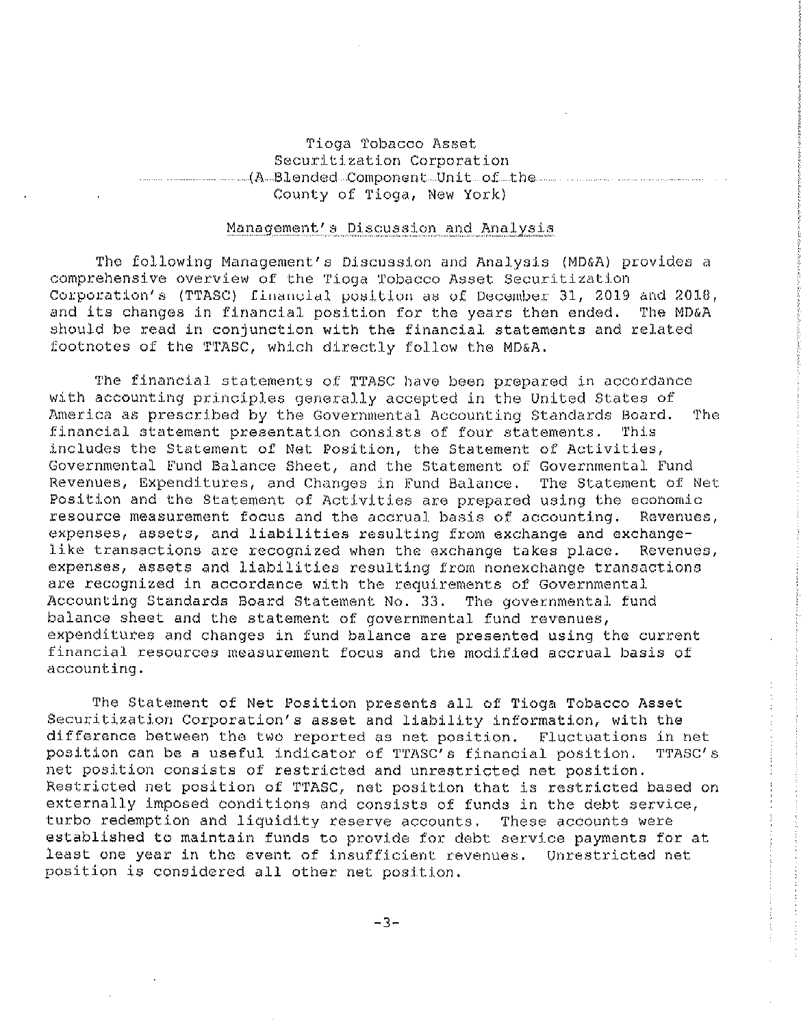# Tioga Tobacco Asset Securitization Corporation (A Blended Component Unit of the County of Tioga, New York)

## Management's Discussion and Analysis

The following Management's Discussion and Analysis (MD&A) provides a comprehensive overview of the Tioga Tobacco Asset Securitization Corporation's (TTASC) financial position as of December 31, 2019 and 2018, and its changes in financial position for the years then ended. The MD&A should be read in conjunction with the financial statements and related footnotes of the TTASC, which directly follow the MD&A.

The financial statements of TTASC have been prepared in accordance with accounting principles generally accepted in the United States of America as prescribed by the Governmental Accounting Standards Board. The financial statement presentation consists of four statements. This includes the Statement of Net Position, the Statement of Activities, Governmental Fund Balance Sheet, and the Statement of Governmental Fund Revenues, Expenditures, and Changes in Fund Balance. The Statement of Net Position and the Statement of Activities are prepared using the economic resource measurement focus and the accrual basis of accounting. Revenues, expenses, assets, and liabilities resulting from exchange and exchange-like transactions are recognized when the exchange takes place. Revenues, expenses, assets and liabilities resulting from nonexchange transactions are recognized in accordance with the requirements of Governmental Accounting Standards Board Statement No. 33. The governmental fund balance sheet and the statement of governmental fund revenues, expenditures and changes in fund balance are presented using the current financial resources measurement focus and the modified accrual basis of accounting.

The Statement of Net Position presents all of Tioga Tobacco Asset Securitization Corporation's asset and liability information, with the difference between the two reported as net position. Fluctuations in net position can be a useful indicator of TTASC's financial position. TTASC's net position consists of restricted and unrestricted net position. Restricted net position of TTASC, net position that is restricted based on externally imposed conditions and consists of funds in the debt service, turbo redemption and liquidity reserve accounts. These accounts were established to maintain funds to provide for debt service payments for at least one year in the event of insufficient revenues. Unrestricted net position is considered all other net position.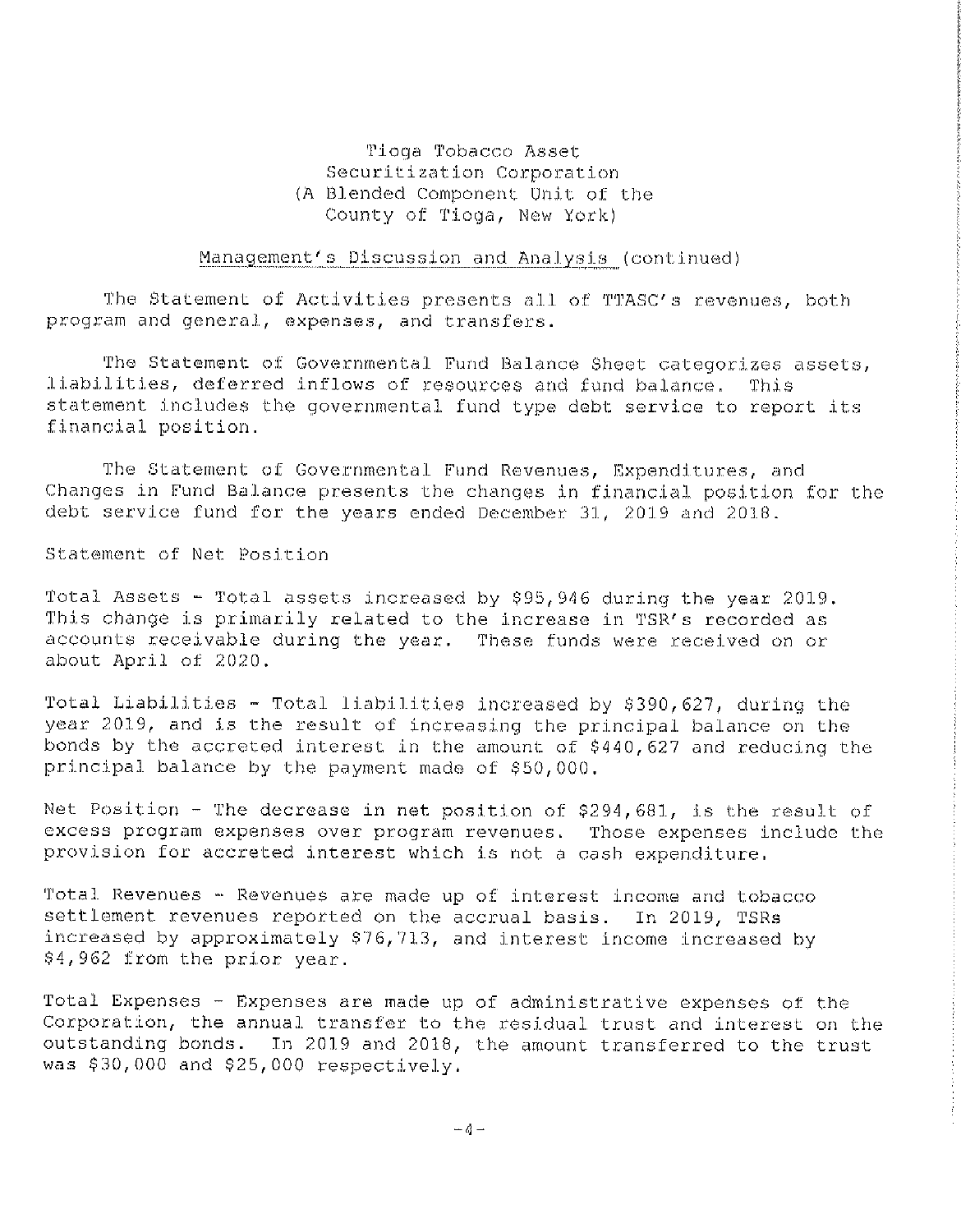Tioga Tobacco Asset
Securitization Corporation
(A Blended Component Unit of the
County of Tioga, New York)

Management's Discussion and Analysis (continued)

The Statement of Activities presents all of TTASC's revenues, both program and general, expenses, and transfers.

The Statement of Governmental Fund Balance Sheet categorizes assets, liabilities, deferred inflows of resources and fund balance. This statement includes the governmental fund type debt service to report its financial position.

The Statement of Governmental Fund Revenues, Expenditures, and Changes in Fund Balance presents the changes in financial position for the debt service fund for the years ended December 31, 2019 and 2018.

Statement of Net Position

Total Assets - Total assets increased by $95,946 during the year 2019. This change is primarily related to the increase in TSR's recorded as accounts receivable during the year. These funds were received on or about April of 2020.

Total Liabilities - Total liabilities increased by $390,627, during the year 2019, and is the result of increasing the principal balance on the bonds by the accreted interest in the amount of $440,627 and reducing the principal balance by the payment made of $50,000.

Net Position - The decrease in net position of $294,681, is the result of excess program expenses over program revenues. Those expenses include the provision for accreted interest which is not a cash expenditure.

Total Revenues - Revenues are made up of interest income and tobacco settlement revenues reported on the accrual basis. In 2019, TSRs increased by approximately $76,713, and interest income increased by $4,962 from the prior year.

Total Expenses - Expenses are made up of administrative expenses of the Corporation, the annual transfer to the residual trust and interest on the outstanding bonds. In 2019 and 2018, the amount transferred to the trust was $30,000 and $25,000 respectively.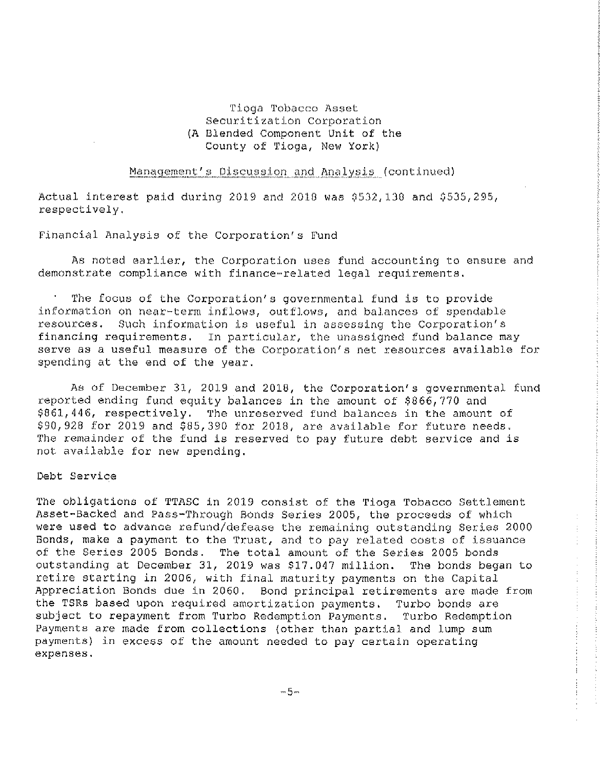Tioga Tobacco Asset
Securitization Corporation
(A Blended Component Unit of the
County of Tioga, New York)

Management's Discussion and Analysis (continued)

Actual interest paid during 2019 and 2018 was $532,138 and $535,295, respectively.

## Financial Analysis of the Corporation's Fund

As noted earlier, the Corporation uses fund accounting to ensure and demonstrate compliance with finance-related legal requirements.

The focus of the Corporation's governmental fund is to provide information on near-term inflows, outflows, and balances of spendable resources. Such information is useful in assessing the Corporation's financing requirements. In particular, the unassigned fund balance may serve as a useful measure of the Corporation's net resources available for spending at the end of the year.

As of December 31, 2019 and 2018, the Corporation's governmental fund reported ending fund equity balances in the amount of $866,770 and $861,446, respectively. The unreserved fund balances in the amount of $90,928 for 2019 and $85,390 for 2018, are available for future needs. The remainder of the fund is reserved to pay future debt service and is not available for new spending.

## Debt Service

The obligations of TTASC in 2019 consist of the Tioga Tobacco Settlement Asset-Backed and Pass-Through Bonds Series 2005, the proceeds of which were used to advance refund/defease the remaining outstanding Series 2000 Bonds, make a payment to the Trust, and to pay related costs of issuance of the Series 2005 Bonds. The total amount of the Series 2005 bonds outstanding at December 31, 2019 was $17.047 million. The bonds began to retire starting in 2006, with final maturity payments on the Capital Appreciation Bonds due in 2060. Bond principal retirements are made from the TSRs based upon required amortization payments. Turbo bonds are subject to repayment from Turbo Redemption Payments. Turbo Redemption Payments are made from collections (other than partial and lump sum payments) in excess of the amount needed to pay certain operating expenses.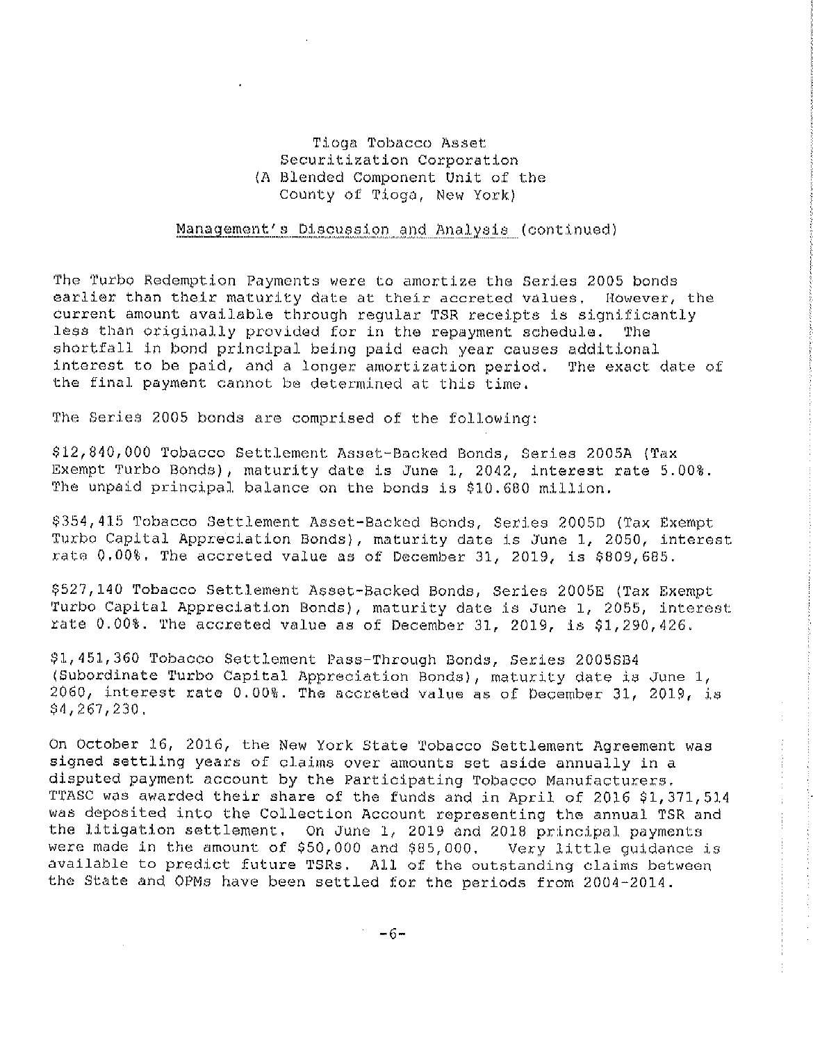Tioga Tobacco Asset
Securitization Corporation
(A Blended Component Unit of the
County of Tioga, New York)

Management's Discussion and Analysis (continued)

The Turbo Redemption Payments were to amortize the Series 2005 bonds earlier than their maturity date at their accreted values. However, the current amount available through regular TSR receipts is significantly less than originally provided for in the repayment schedule. The shortfall in bond principal being paid each year causes additional interest to be paid, and a longer amortization period. The exact date of the final payment cannot be determined at this time.

The Series 2005 bonds are comprised of the following:

$12,840,000 Tobacco Settlement Asset-Backed Bonds, Series 2005A (Tax Exempt Turbo Bonds), maturity date is June 1, 2042, interest rate 5.00%. The unpaid principal balance on the bonds is $10.680 million.

$354,415 Tobacco Settlement Asset-Backed Bonds, Series 2005D (Tax Exempt Turbo Capital Appreciation Bonds), maturity date is June 1, 2050, interest rate 0.00%. The accreted value as of December 31, 2019, is $809,685.

$527,140 Tobacco Settlement Asset-Backed Bonds, Series 2005E (Tax Exempt Turbo Capital Appreciation Bonds), maturity date is June 1, 2055, interest rate 0.00%. The accreted value as of December 31, 2019, is $1,290,426.

$1,451,360 Tobacco Settlement Pass-Through Bonds, Series 2005SB4 (Subordinate Turbo Capital Appreciation Bonds), maturity date is June 1, 2060, interest rate 0.00%. The accreted value as of December 31, 2019, is $4,267,230.

On October 16, 2016, the New York State Tobacco Settlement Agreement was signed settling years of claims over amounts set aside annually in a disputed payment account by the Participating Tobacco Manufacturers. TTASC was awarded their share of the funds and in April of 2016 $1,371,514 was deposited into the Collection Account representing the annual TSR and the litigation settlement. On June 1, 2019 and 2018 principal payments were made in the amount of $50,000 and $85,000. Very little guidance is available to predict future TSRs. All of the outstanding claims between the State and OPMs have been settled for the periods from 2004-2014.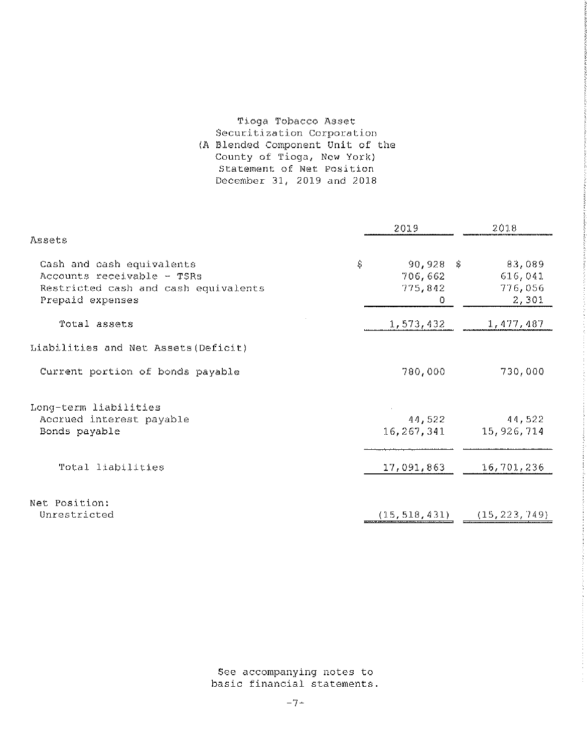# Tioga Tobacco Asset Securitization Corporation
## (A Blended Component Unit of the County of Tioga, New York)
## Statement of Net Position
## December 31, 2019 and 2018

| | 2019 | 2018 |
|---|---|---|
| **Assets** | | |
| Cash and cash equivalents | $ 90,928 | $ 83,089 |
| Accounts receivable - TSRs | 706,662 | 616,041 |
| Restricted cash and cash equivalents | 775,842 | 776,056 |
| Prepaid expenses | 0 | 2,301 |
| Total assets | 1,573,432 | 1,477,487 |
| **Liabilities and Net Assets (Deficit)** | | |
| Current portion of bonds payable | 780,000 | 730,000 |
| Long-term liabilities | | |
| Accrued interest payable | 44,522 | 44,522 |
| Bonds payable | 16,267,341 | 15,926,714 |
| Total liabilities | 17,091,863 | 16,701,236 |
| **Net Position:** | | |
| Unrestricted | (15,518,431) | (15,223,749) |

See accompanying notes to basic financial statements.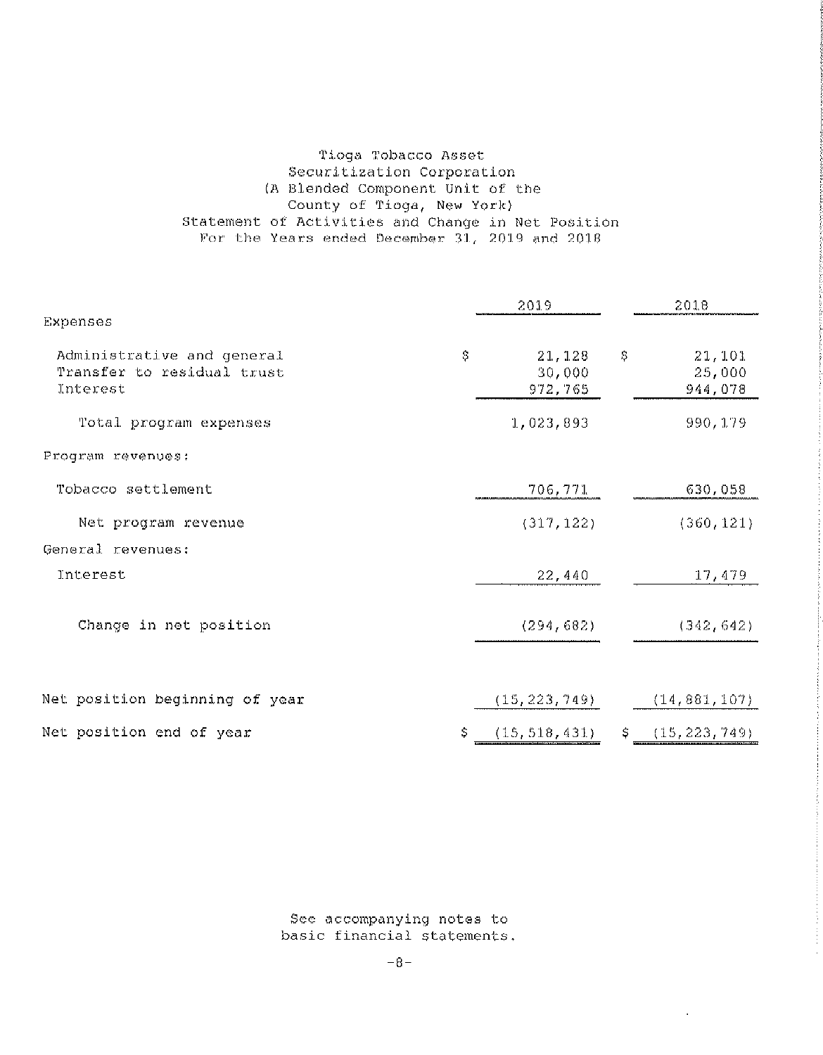# Tioga Tobacco Asset Securitization Corporation
## (A Blended Component Unit of the County of Tioga, New York)
## Statement of Activities and Change in Net Position
### For the Years ended December 31, 2019 and 2018

| | 2019 | 2018 |
|---|---|---|
| **Expenses** | | |
| Administrative and general | $ 21,128 | $ 21,101 |
| Transfer to residual trust | 30,000 | 25,000 |
| Interest | 972,765 | 944,078 |
| Total program expenses | 1,023,893 | 990,179 |
| **Program revenues:** | | |
| Tobacco settlement | 706,771 | 630,058 |
| Net program revenue | (317,122) | (360,121) |
| **General revenues:** | | |
| Interest | 22,440 | 17,479 |
| Change in net position | (294,682) | (342,642) |
| Net position beginning of year | (15,223,749) | (14,881,107) |
| Net position end of year | $ (15,518,431) | $ (15,223,749) |

See accompanying notes to basic financial statements.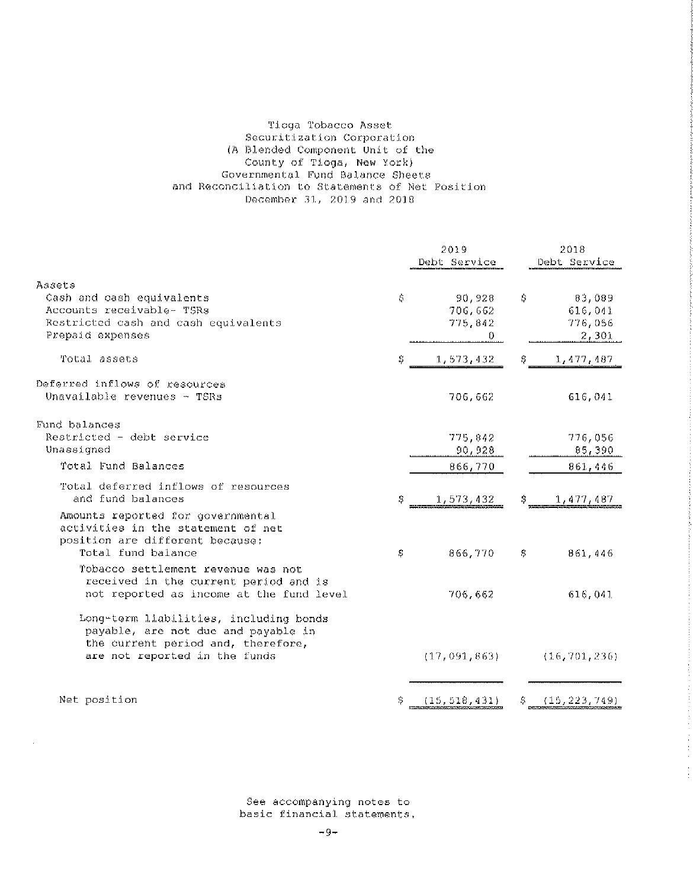Tioga Tobacco Asset
Securitization Corporation
(A Blended Component Unit of the
County of Tioga, New York)
Governmental Fund Balance Sheets
and Reconciliation to Statements of Net Position
December 31, 2019 and 2018

| | 2019 Debt Service | 2018 Debt Service |
|---|---|---|
| **Assets** | | |
| Cash and cash equivalents | $ 90,928 | $ 83,089 |
| Accounts receivable- TSRs | 706,662 | 616,041 |
| Restricted cash and cash equivalents | 775,842 | 776,056 |
| Prepaid expenses | 0 | 2,301 |
| Total assets | $ 1,573,432 | $ 1,477,487 |
| **Deferred inflows of resources** | | |
| Unavailable revenues - TSRs | 706,662 | 616,041 |
| **Fund balances** | | |
| Restricted - debt service | 775,842 | 776,056 |
| Unassigned | 90,928 | 85,390 |
| Total Fund Balances | 866,770 | 861,446 |
| Total deferred inflows of resources and fund balances | $ 1,573,432 | $ 1,477,487 |
| Amounts reported for governmental activities in the statement of net position are different because: | | |
| Total fund balance | $ 866,770 | $ 861,446 |
| Tobacco settlement revenue was not received in the current period and is not reported as income at the fund level | 706,662 | 616,041 |
| Long-term liabilities, including bonds payable, are not due and payable in the current period and, therefore, are not reported in the funds | (17,091,863) | (16,701,236) |
| Net position | $ (15,518,431) | $ (15,223,749) |

See accompanying notes to basic financial statements.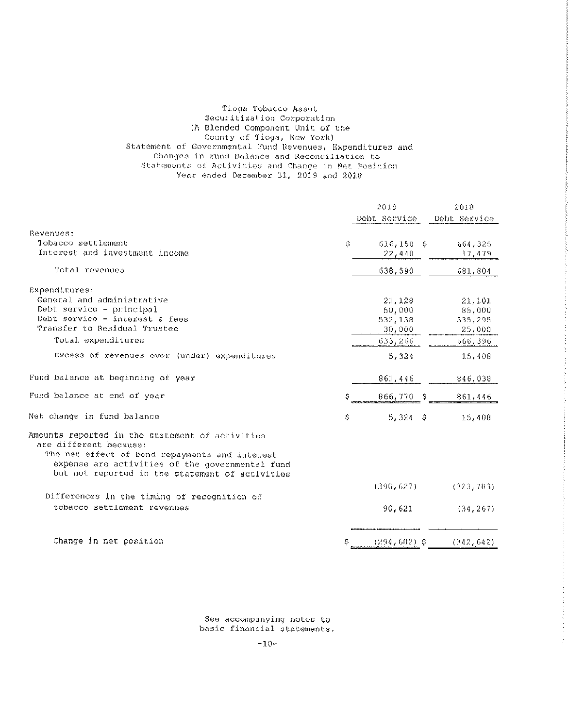# Tioga Tobacco Asset Securitization Corporation
## (A Blended Component Unit of the County of Tioga, New York)
## Statement of Governmental Fund Revenues, Expenditures and Changes in Fund Balance and Reconciliation to Statements of Activities and Change in Net Position
### Year ended December 31, 2019 and 2018

| | 2019 Debt Service | 2018 Debt Service |
|---|---|---|
| Revenues: | | |
| Tobacco settlement | $ 616,150 | $ 664,325 |
| Interest and investment income | 22,440 | 17,479 |
| Total revenues | 638,590 | 681,804 |
| Expenditures: | | |
| General and administrative | 21,128 | 21,101 |
| Debt service - principal | 50,000 | 85,000 |
| Debt service - interest & fees | 532,138 | 535,295 |
| Transfer to Residual Trustee | 30,000 | 25,000 |
| Total expenditures | 633,266 | 666,396 |
| Excess of revenues over (under) expenditures | 5,324 | 15,408 |
| Fund balance at beginning of year | 861,446 | 846,038 |
| Fund balance at end of year | $ 866,770 | $ 861,446 |
| Net change in fund balance | $ 5,324 | $ 15,408 |
| Amounts reported in the statement of activities are different because: | | |
| The net effect of bond repayments and interest expense are activities of the governmental fund but not reported in the statement of activities | (390,627) | (323,783) |
| Differences in the timing of recognition of tobacco settlement revenues | 90,621 | (34,267) |
| Change in net position | $ (294,682) | $ (342,642) |

See accompanying notes to basic financial statements.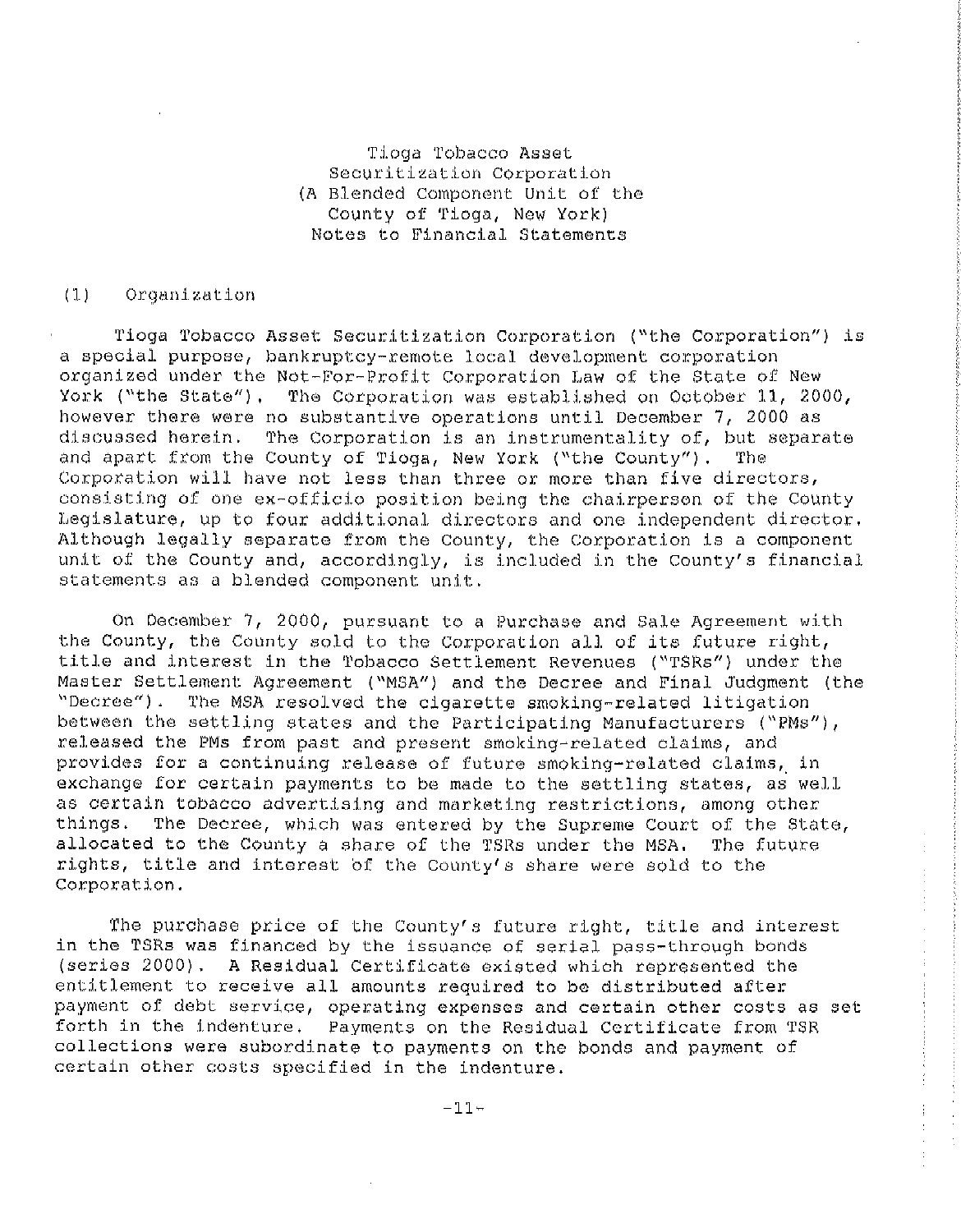# Tioga Tobacco Asset Securitization Corporation
## (A Blended Component Unit of the County of Tioga, New York)
## Notes to Financial Statements

### (1) Organization

Tioga Tobacco Asset Securitization Corporation ("the Corporation") is a special purpose, bankruptcy-remote local development corporation organized under the Not-For-Profit Corporation Law of the State of New York ("the State"). The Corporation was established on October 11, 2000, however there were no substantive operations until December 7, 2000 as discussed herein. The Corporation is an instrumentality of, but separate and apart from the County of Tioga, New York ("the County"). The Corporation will have not less than three or more than five directors, consisting of one ex-officio position being the chairperson of the County Legislature, up to four additional directors and one independent director. Although legally separate from the County, the Corporation is a component unit of the County and, accordingly, is included in the County's financial statements as a blended component unit.

On December 7, 2000, pursuant to a Purchase and Sale Agreement with the County, the County sold to the Corporation all of its future right, title and interest in the Tobacco Settlement Revenues ("TSRs") under the Master Settlement Agreement ("MSA") and the Decree and Final Judgment (the "Decree"). The MSA resolved the cigarette smoking-related litigation between the settling states and the Participating Manufacturers ("PMs"), released the PMs from past and present smoking-related claims, and provides for a continuing release of future smoking-related claims, in exchange for certain payments to be made to the settling states, as well as certain tobacco advertising and marketing restrictions, among other things. The Decree, which was entered by the Supreme Court of the State, allocated to the County a share of the TSRs under the MSA. The future rights, title and interest of the County's share were sold to the Corporation.

The purchase price of the County's future right, title and interest in the TSRs was financed by the issuance of serial pass-through bonds (series 2000). A Residual Certificate existed which represented the entitlement to receive all amounts required to be distributed after payment of debt service, operating expenses and certain other costs as set forth in the indenture. Payments on the Residual Certificate from TSR collections were subordinate to payments on the bonds and payment of certain other costs specified in the indenture.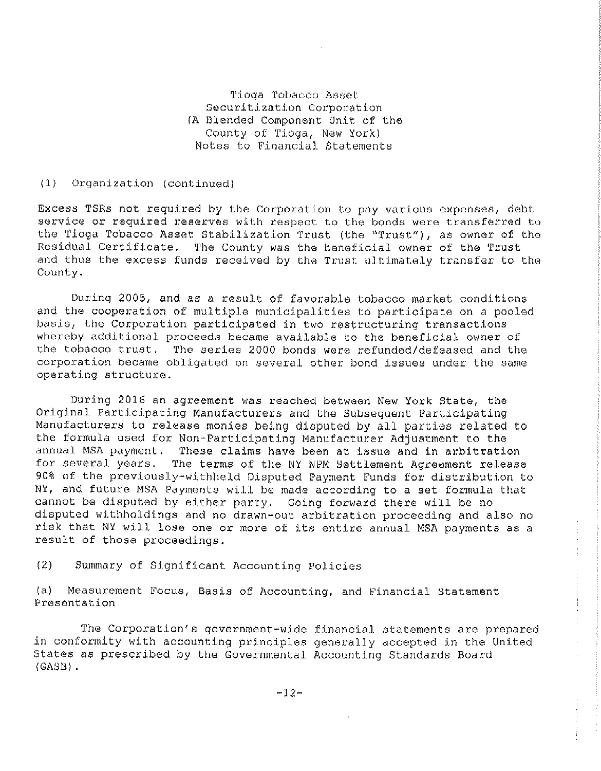Tioga Tobacco Asset
Securitization Corporation
(A Blended Component Unit of the
County of Tioga, New York)
Notes to Financial Statements

(1) Organization (continued)

Excess TSRs not required by the Corporation to pay various expenses, debt service or required reserves with respect to the bonds were transferred to the Tioga Tobacco Asset Stabilization Trust (the "Trust"), as owner of the Residual Certificate. The County was the beneficial owner of the Trust and thus the excess funds received by the Trust ultimately transfer to the County.

During 2005, and as a result of favorable tobacco market conditions and the cooperation of multiple municipalities to participate on a pooled basis, the Corporation participated in two restructuring transactions whereby additional proceeds became available to the beneficial owner of the tobacco trust. The series 2000 bonds were refunded/defeased and the corporation became obligated on several other bond issues under the same operating structure.

During 2016 an agreement was reached between New York State, the Original Participating Manufacturers and the Subsequent Participating Manufacturers to release monies being disputed by all parties related to the formula used for Non-Participating Manufacturer Adjustment to the annual MSA payment. These claims have been at issue and in arbitration for several years. The terms of the NY NPM Settlement Agreement release 90% of the previously-withheld Disputed Payment Funds for distribution to NY, and future MSA Payments will be made according to a set formula that cannot be disputed by either party. Going forward there will be no disputed withholdings and no drawn-out arbitration proceeding and also no risk that NY will lose one or more of its entire annual MSA payments as a result of those proceedings.

(2) Summary of Significant Accounting Policies

(a) Measurement Focus, Basis of Accounting, and Financial Statement Presentation

The Corporation's government-wide financial statements are prepared in conformity with accounting principles generally accepted in the United States as prescribed by the Governmental Accounting Standards Board (GASB).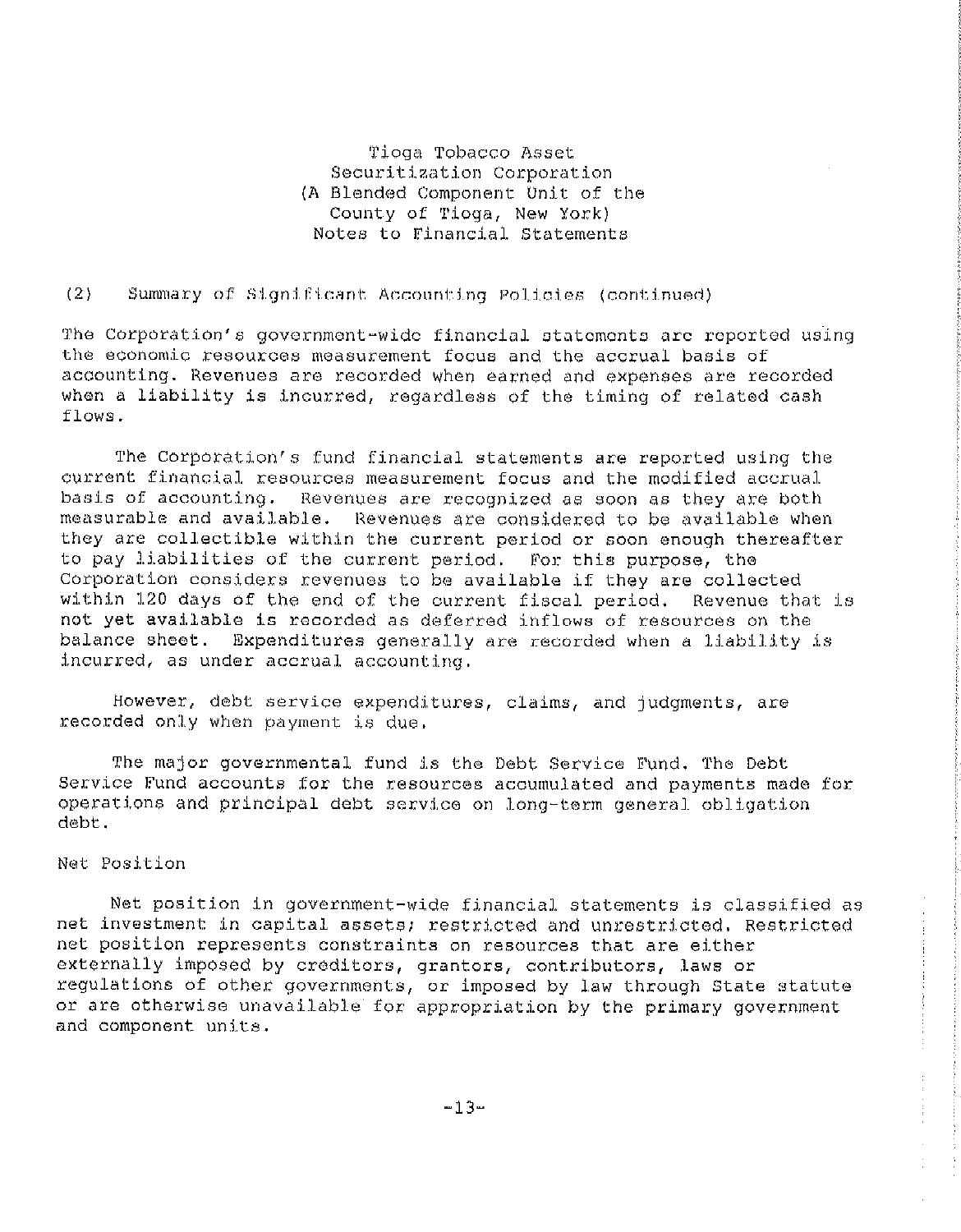Tioga Tobacco Asset
Securitization Corporation
(A Blended Component Unit of the
County of Tioga, New York)
Notes to Financial Statements

(2) Summary of Significant Accounting Policies (continued)

The Corporation's government-wide financial statements are reported using the economic resources measurement focus and the accrual basis of accounting. Revenues are recorded when earned and expenses are recorded when a liability is incurred, regardless of the timing of related cash flows.

The Corporation's fund financial statements are reported using the current financial resources measurement focus and the modified accrual basis of accounting. Revenues are recognized as soon as they are both measurable and available. Revenues are considered to be available when they are collectible within the current period or soon enough thereafter to pay liabilities of the current period. For this purpose, the Corporation considers revenues to be available if they are collected within 120 days of the end of the current fiscal period. Revenue that is not yet available is recorded as deferred inflows of resources on the balance sheet. Expenditures generally are recorded when a liability is incurred, as under accrual accounting.

However, debt service expenditures, claims, and judgments, are recorded only when payment is due.

The major governmental fund is the Debt Service Fund. The Debt Service Fund accounts for the resources accumulated and payments made for operations and principal debt service on long-term general obligation debt.

Net Position

Net position in government-wide financial statements is classified as net investment in capital assets; restricted and unrestricted. Restricted net position represents constraints on resources that are either externally imposed by creditors, grantors, contributors, laws or regulations of other governments, or imposed by law through State statute or are otherwise unavailable for appropriation by the primary government and component units.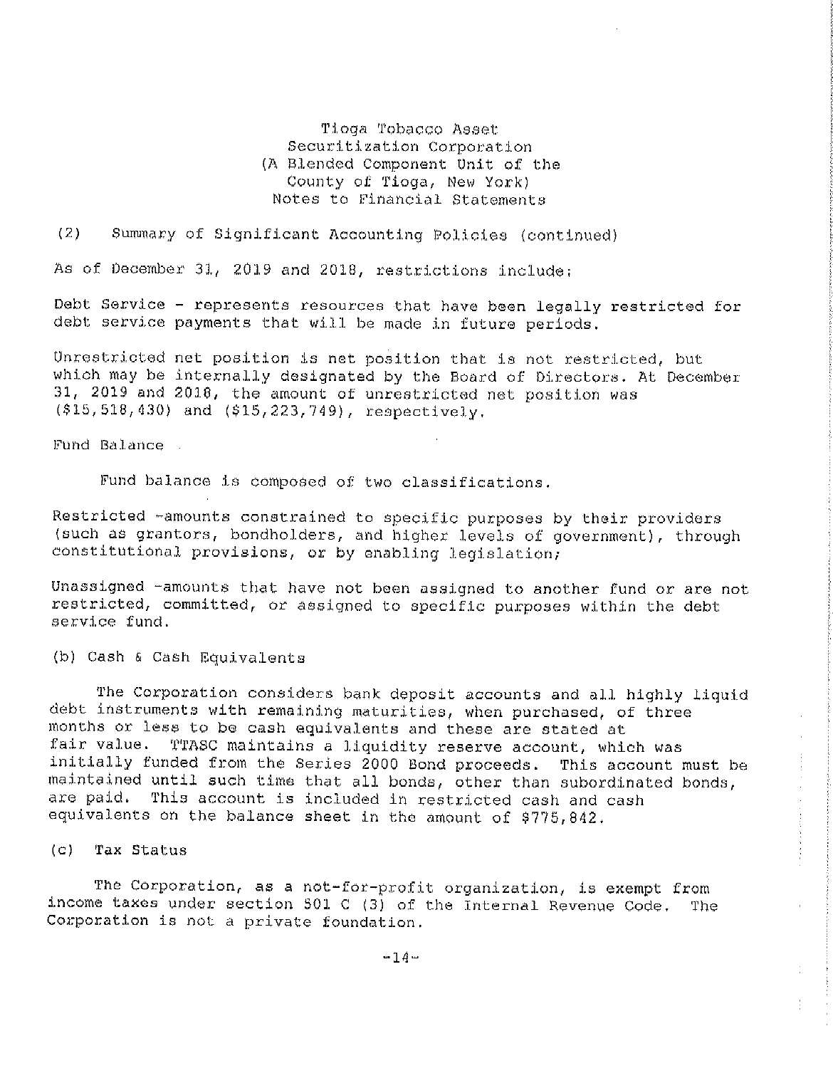Tioga Tobacco Asset
Securitization Corporation
(A Blended Component Unit of the
County of Tioga, New York)
Notes to Financial Statements

(2) Summary of Significant Accounting Policies (continued)

As of December 31, 2019 and 2018, restrictions include:

Debt Service - represents resources that have been legally restricted for debt service payments that will be made in future periods.

Unrestricted net position is net position that is not restricted, but which may be internally designated by the Board of Directors. At December 31, 2019 and 2018, the amount of unrestricted net position was ($15,518,430) and ($15,223,749), respectively.

Fund Balance

Fund balance is composed of two classifications.

Restricted -amounts constrained to specific purposes by their providers (such as grantors, bondholders, and higher levels of government), through constitutional provisions, or by enabling legislation;

Unassigned -amounts that have not been assigned to another fund or are not restricted, committed, or assigned to specific purposes within the debt service fund.

(b) Cash & Cash Equivalents

The Corporation considers bank deposit accounts and all highly liquid debt instruments with remaining maturities, when purchased, of three months or less to be cash equivalents and these are stated at fair value. TTASC maintains a liquidity reserve account, which was initially funded from the Series 2000 Bond proceeds. This account must be maintained until such time that all bonds, other than subordinated bonds, are paid. This account is included in restricted cash and cash equivalents on the balance sheet in the amount of $775,842.

(c) Tax Status

The Corporation, as a not-for-profit organization, is exempt from income taxes under section 501 C (3) of the Internal Revenue Code. The Corporation is not a private foundation.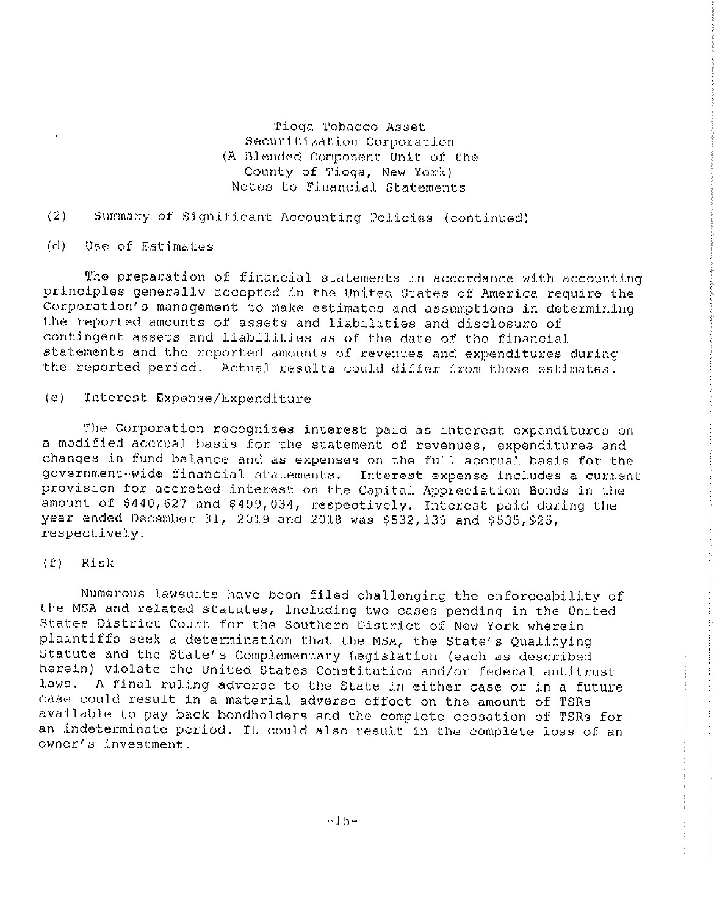Tioga Tobacco Asset
Securitization Corporation
(A Blended Component Unit of the
County of Tioga, New York)
Notes to Financial Statements

(2) Summary of Significant Accounting Policies (continued)

(d) Use of Estimates

The preparation of financial statements in accordance with accounting principles generally accepted in the United States of America require the Corporation's management to make estimates and assumptions in determining the reported amounts of assets and liabilities and disclosure of contingent assets and liabilities as of the date of the financial statements and the reported amounts of revenues and expenditures during the reported period. Actual results could differ from those estimates.

(e) Interest Expense/Expenditure

The Corporation recognizes interest paid as interest expenditures on a modified accrual basis for the statement of revenues, expenditures and changes in fund balance and as expenses on the full accrual basis for the government-wide financial statements. Interest expense includes a current provision for accreted interest on the Capital Appreciation Bonds in the amount of $440,627 and $409,034, respectively. Interest paid during the year ended December 31, 2019 and 2018 was $532,138 and $535,925, respectively.

(f) Risk

Numerous lawsuits have been filed challenging the enforceability of the MSA and related statutes, including two cases pending in the United States District Court for the Southern District of New York wherein plaintiffs seek a determination that the MSA, the State's Qualifying Statute and the State's Complementary Legislation (each as described herein) violate the United States Constitution and/or federal antitrust laws. A final ruling adverse to the State in either case or in a future case could result in a material adverse effect on the amount of TSRs available to pay back bondholders and the complete cessation of TSRs for an indeterminate period. It could also result in the complete loss of an owner's investment.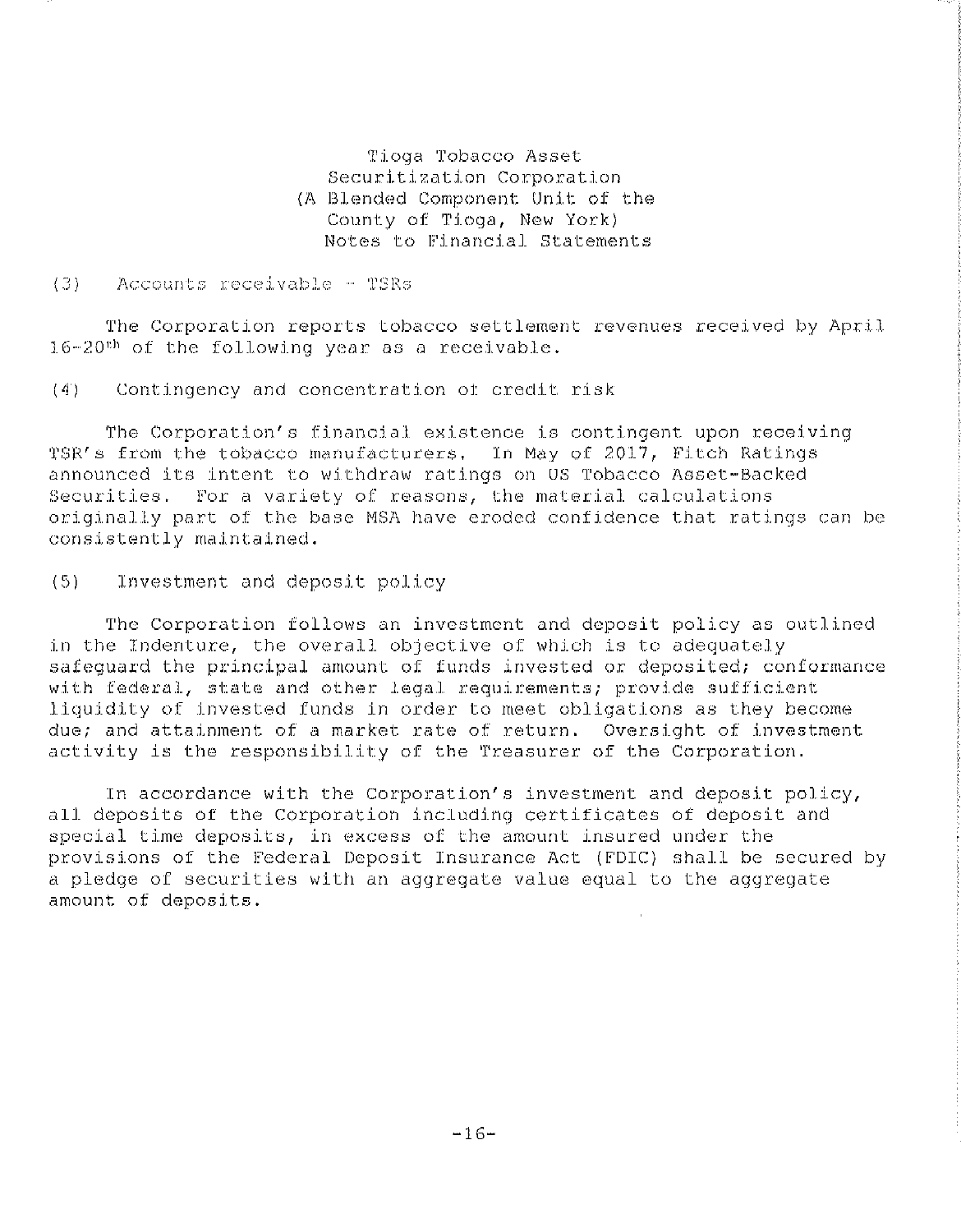Tioga Tobacco Asset
Securitization Corporation
(A Blended Component Unit of the
County of Tioga, New York)
Notes to Financial Statements

(3) Accounts receivable - TSRs

The Corporation reports tobacco settlement revenues received by April 16-20th of the following year as a receivable.

(4) Contingency and concentration of credit risk

The Corporation's financial existence is contingent upon receiving TSR's from the tobacco manufacturers. In May of 2017, Fitch Ratings announced its intent to withdraw ratings on US Tobacco Asset-Backed Securities. For a variety of reasons, the material calculations originally part of the base MSA have eroded confidence that ratings can be consistently maintained.

(5) Investment and deposit policy

The Corporation follows an investment and deposit policy as outlined in the Indenture, the overall objective of which is to adequately safeguard the principal amount of funds invested or deposited; conformance with federal, state and other legal requirements; provide sufficient liquidity of invested funds in order to meet obligations as they become due; and attainment of a market rate of return. Oversight of investment activity is the responsibility of the Treasurer of the Corporation.

In accordance with the Corporation's investment and deposit policy, all deposits of the Corporation including certificates of deposit and special time deposits, in excess of the amount insured under the provisions of the Federal Deposit Insurance Act (FDIC) shall be secured by a pledge of securities with an aggregate value equal to the aggregate amount of deposits.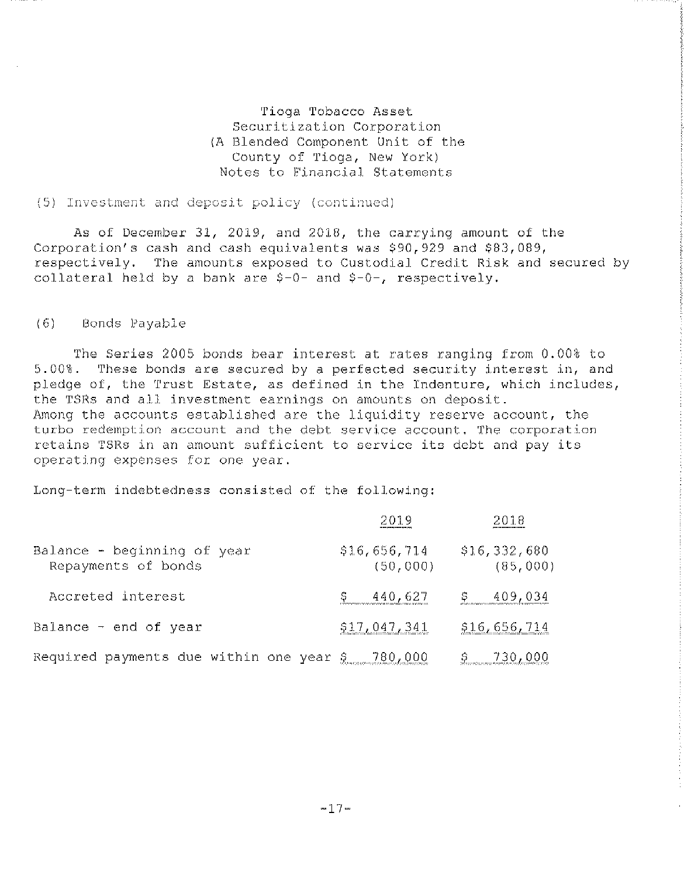Tioga Tobacco Asset
Securitization Corporation
(A Blended Component Unit of the
County of Tioga, New York)
Notes to Financial Statements

(5) Investment and deposit policy (continued)

As of December 31, 2019, and 2018, the carrying amount of the Corporation's cash and cash equivalents was $90,929 and $83,089, respectively. The amounts exposed to Custodial Credit Risk and secured by collateral held by a bank are $-0- and $-0-, respectively.

## (6) Bonds Payable

The Series 2005 bonds bear interest at rates ranging from 0.00% to 5.00%. These bonds are secured by a perfected security interest in, and pledge of, the Trust Estate, as defined in the Indenture, which includes, the TSRs and all investment earnings on amounts on deposit. Among the accounts established are the liquidity reserve account, the turbo redemption account and the debt service account. The corporation retains TSRs in an amount sufficient to service its debt and pay its operating expenses for one year.

Long-term indebtedness consisted of the following:

| | 2019 | 2018 |
|---|---|---|
| Balance - beginning of year | $16,656,714 | $16,332,680 |
| Repayments of bonds | (50,000) | (85,000) |
| Accreted interest | $ 440,627 | $ 409,034 |
| Balance - end of year | $17,047,341 | $16,656,714 |
| Required payments due within one year | $ 780,000 | $ 730,000 |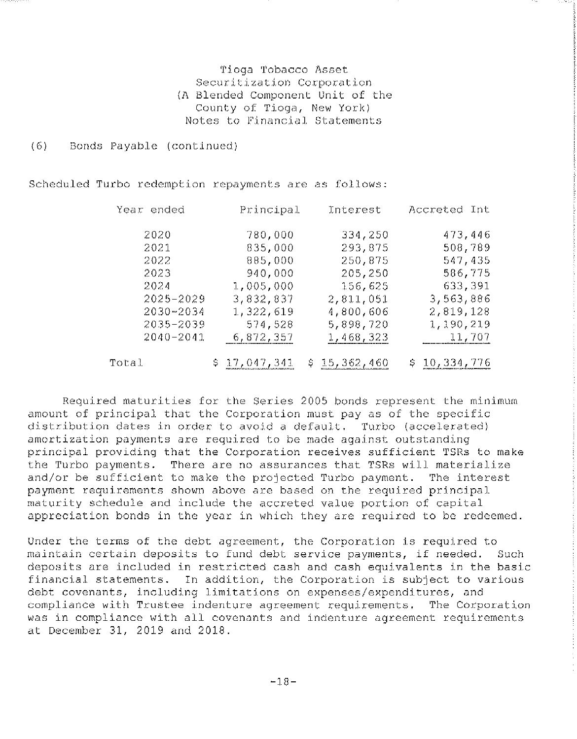Tioga Tobacco Asset
Securitization Corporation
(A Blended Component Unit of the
County of Tioga, New York)
Notes to Financial Statements

(6) Bonds Payable (continued)

Scheduled Turbo redemption repayments are as follows:

| Year ended | Principal | Interest | Accreted Int |
|---|---|---|---|
| 2020 | 780,000 | 334,250 | 473,446 |
| 2021 | 835,000 | 293,875 | 508,789 |
| 2022 | 885,000 | 250,875 | 547,435 |
| 2023 | 940,000 | 205,250 | 586,775 |
| 2024 | 1,005,000 | 156,625 | 633,391 |
| 2025-2029 | 3,832,837 | 2,811,051 | 3,563,886 |
| 2030-2034 | 1,322,619 | 4,800,606 | 2,819,128 |
| 2035-2039 | 574,528 | 5,898,720 | 1,190,219 |
| 2040-2041 | 6,872,357 | 1,468,323 | 11,707 |
| Total | $ 17,047,341 | $ 15,362,460 | $ 10,334,776 |

Required maturities for the Series 2005 bonds represent the minimum amount of principal that the Corporation must pay as of the specific distribution dates in order to avoid a default. Turbo (accelerated) amortization payments are required to be made against outstanding principal providing that the Corporation receives sufficient TSRs to make the Turbo payments. There are no assurances that TSRs will materialize and/or be sufficient to make the projected Turbo payment. The interest payment requirements shown above are based on the required principal maturity schedule and include the accreted value portion of capital appreciation bonds in the year in which they are required to be redeemed.

Under the terms of the debt agreement, the Corporation is required to maintain certain deposits to fund debt service payments, if needed. Such deposits are included in restricted cash and cash equivalents in the basic financial statements. In addition, the Corporation is subject to various debt covenants, including limitations on expenses/expenditures, and compliance with Trustee indenture agreement requirements. The Corporation was in compliance with all covenants and indenture agreement requirements at December 31, 2019 and 2018.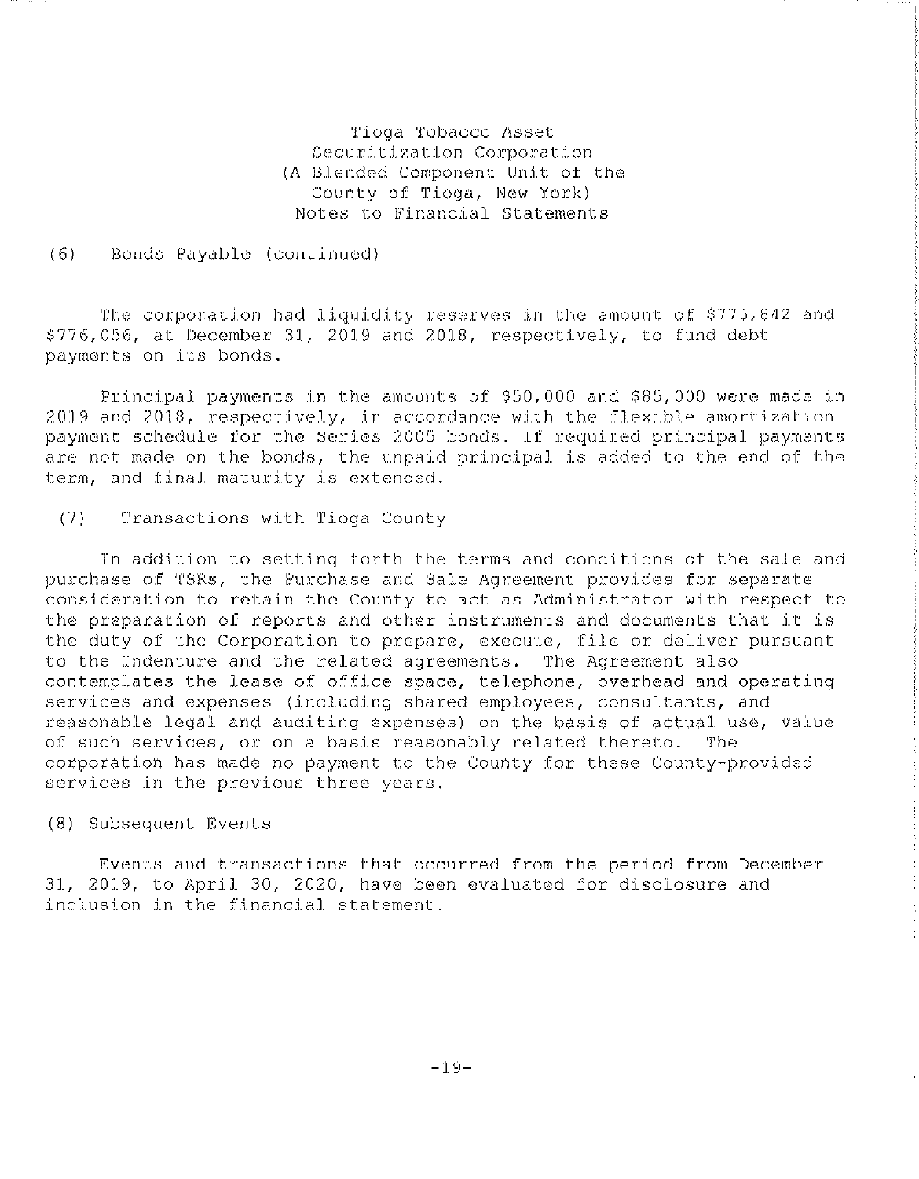Tioga Tobacco Asset Securitization Corporation
(A Blended Component Unit of the County of Tioga, New York)
Notes to Financial Statements

## (6) Bonds Payable (continued)

The corporation had liquidity reserves in the amount of $775,842 and $776,056, at December 31, 2019 and 2018, respectively, to fund debt payments on its bonds.

Principal payments in the amounts of $50,000 and $85,000 were made in 2019 and 2018, respectively, in accordance with the flexible amortization payment schedule for the Series 2005 bonds. If required principal payments are not made on the bonds, the unpaid principal is added to the end of the term, and final maturity is extended.

## (7) Transactions with Tioga County

In addition to setting forth the terms and conditions of the sale and purchase of TSRs, the Purchase and Sale Agreement provides for separate consideration to retain the County to act as Administrator with respect to the preparation of reports and other instruments and documents that it is the duty of the Corporation to prepare, execute, file or deliver pursuant to the Indenture and the related agreements. The Agreement also contemplates the lease of office space, telephone, overhead and operating services and expenses (including shared employees, consultants, and reasonable legal and auditing expenses) on the basis of actual use, value of such services, or on a basis reasonably related thereto. The corporation has made no payment to the County for these County-provided services in the previous three years.

## (8) Subsequent Events

Events and transactions that occurred from the period from December 31, 2019, to April 30, 2020, have been evaluated for disclosure and inclusion in the financial statement.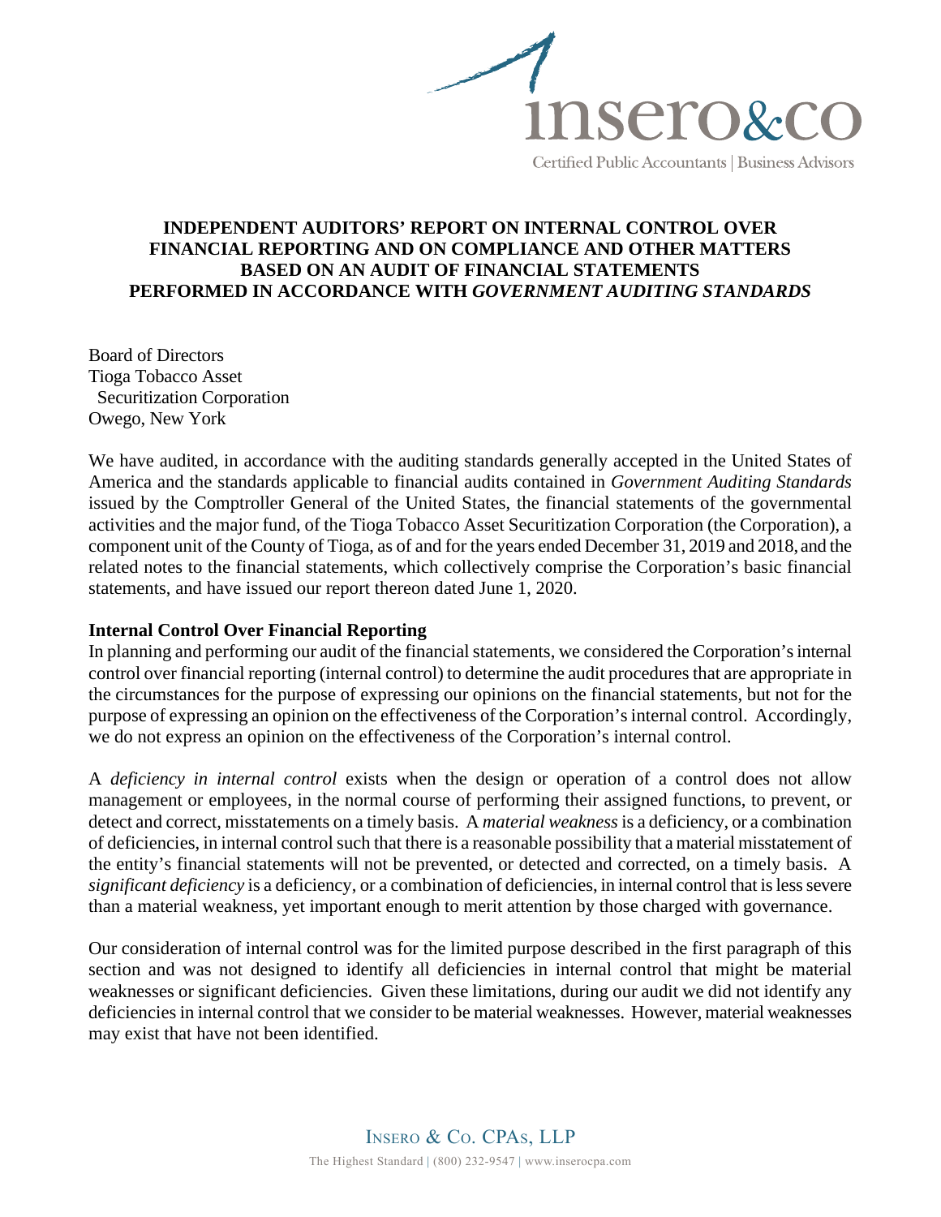# INDEPENDENT AUDITORS' REPORT ON INTERNAL CONTROL OVER FINANCIAL REPORTING AND ON COMPLIANCE AND OTHER MATTERS BASED ON AN AUDIT OF FINANCIAL STATEMENTS PERFORMED IN ACCORDANCE WITH *GOVERNMENT AUDITING STANDARDS*

Board of Directors
Tioga Tobacco Asset
Securitization Corporation
Owego, New York

We have audited, in accordance with the auditing standards generally accepted in the United States of America and the standards applicable to financial audits contained in *Government Auditing Standards* issued by the Comptroller General of the United States, the financial statements of the governmental activities and the major fund, of the Tioga Tobacco Asset Securitization Corporation (the Corporation), a component unit of the County of Tioga, as of and for the years ended December 31, 2019 and 2018, and the related notes to the financial statements, which collectively comprise the Corporation's basic financial statements, and have issued our report thereon dated June 1, 2020.

**Internal Control Over Financial Reporting**

In planning and performing our audit of the financial statements, we considered the Corporation's internal control over financial reporting (internal control) to determine the audit procedures that are appropriate in the circumstances for the purpose of expressing our opinions on the financial statements, but not for the purpose of expressing an opinion on the effectiveness of the Corporation's internal control. Accordingly, we do not express an opinion on the effectiveness of the Corporation's internal control.

A *deficiency in internal control* exists when the design or operation of a control does not allow management or employees, in the normal course of performing their assigned functions, to prevent, or detect and correct, misstatements on a timely basis. A *material weakness* is a deficiency, or a combination of deficiencies, in internal control such that there is a reasonable possibility that a material misstatement of the entity's financial statements will not be prevented, or detected and corrected, on a timely basis. A *significant deficiency* is a deficiency, or a combination of deficiencies, in internal control that is less severe than a material weakness, yet important enough to merit attention by those charged with governance.

Our consideration of internal control was for the limited purpose described in the first paragraph of this section and was not designed to identify all deficiencies in internal control that might be material weaknesses or significant deficiencies. Given these limitations, during our audit we did not identify any deficiencies in internal control that we consider to be material weaknesses. However, material weaknesses may exist that have not been identified.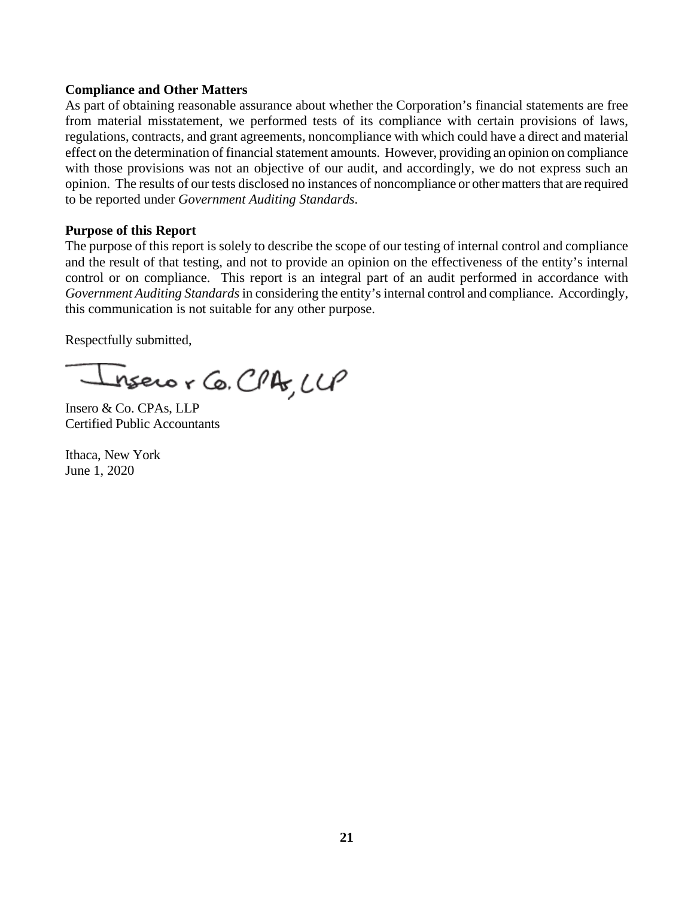**Compliance and Other Matters**

As part of obtaining reasonable assurance about whether the Corporation's financial statements are free from material misstatement, we performed tests of its compliance with certain provisions of laws, regulations, contracts, and grant agreements, noncompliance with which could have a direct and material effect on the determination of financial statement amounts. However, providing an opinion on compliance with those provisions was not an objective of our audit, and accordingly, we do not express such an opinion. The results of our tests disclosed no instances of noncompliance or other matters that are required to be reported under *Government Auditing Standards*.

**Purpose of this Report**

The purpose of this report is solely to describe the scope of our testing of internal control and compliance and the result of that testing, and not to provide an opinion on the effectiveness of the entity's internal control or on compliance. This report is an integral part of an audit performed in accordance with *Government Auditing Standards* in considering the entity's internal control and compliance. Accordingly, this communication is not suitable for any other purpose.

Respectfully submitted,

Insero & Co. CPAs, LLP

Insero & Co. CPAs, LLP
Certified Public Accountants

Ithaca, New York
June 1, 2020